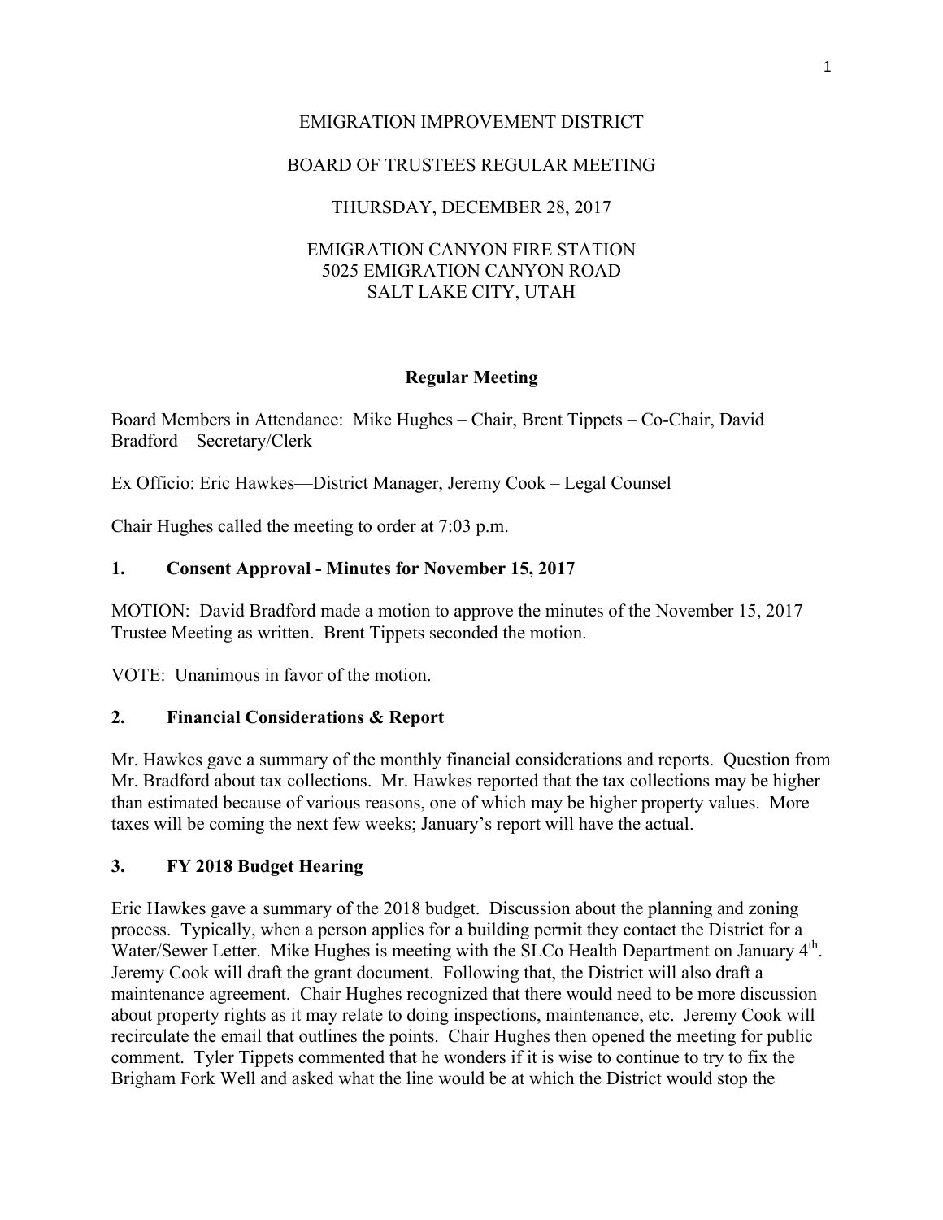EMIGRATION IMPROVEMENT DISTRICT

BOARD OF TRUSTEES REGULAR MEETING

THURSDAY, DECEMBER 28, 2017

EMIGRATION CANYON FIRE STATION
5025 EMIGRATION CANYON ROAD
SALT LAKE CITY, UTAH

**Regular Meeting**

Board Members in Attendance: Mike Hughes – Chair, Brent Tippets – Co-Chair, David Bradford – Secretary/Clerk

Ex Officio: Eric Hawkes—District Manager, Jeremy Cook – Legal Counsel

Chair Hughes called the meeting to order at 7:03 p.m.

## 1. Consent Approval - Minutes for November 15, 2017

MOTION: David Bradford made a motion to approve the minutes of the November 15, 2017 Trustee Meeting as written. Brent Tippets seconded the motion.

VOTE: Unanimous in favor of the motion.

## 2. Financial Considerations & Report

Mr. Hawkes gave a summary of the monthly financial considerations and reports. Question from Mr. Bradford about tax collections. Mr. Hawkes reported that the tax collections may be higher than estimated because of various reasons, one of which may be higher property values. More taxes will be coming the next few weeks; January's report will have the actual.

## 3. FY 2018 Budget Hearing

Eric Hawkes gave a summary of the 2018 budget. Discussion about the planning and zoning process. Typically, when a person applies for a building permit they contact the District for a Water/Sewer Letter. Mike Hughes is meeting with the SLCo Health Department on January 4th. Jeremy Cook will draft the grant document. Following that, the District will also draft a maintenance agreement. Chair Hughes recognized that there would need to be more discussion about property rights as it may relate to doing inspections, maintenance, etc. Jeremy Cook will recirculate the email that outlines the points. Chair Hughes then opened the meeting for public comment. Tyler Tippets commented that he wonders if it is wise to continue to try to fix the Brigham Fork Well and asked what the line would be at which the District would stop the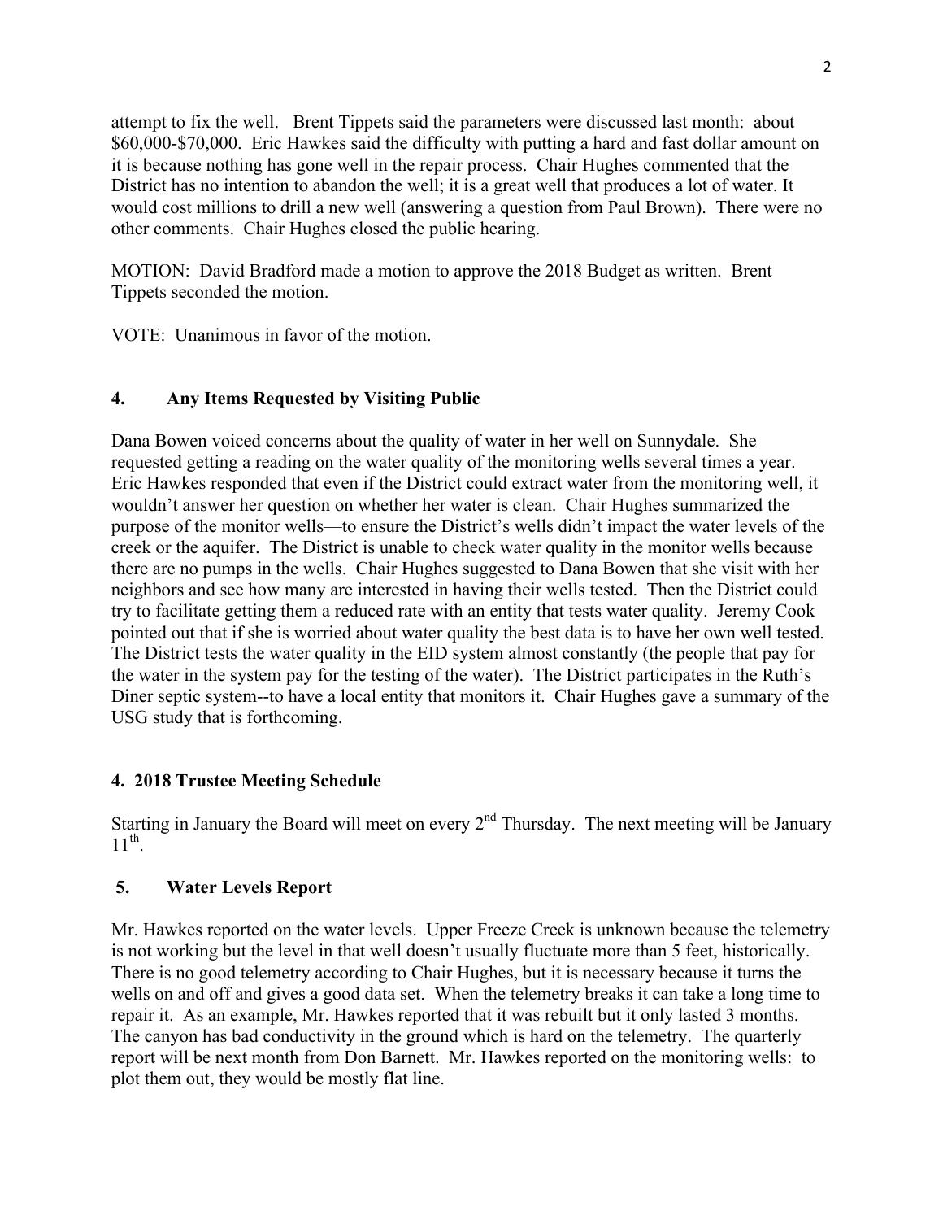attempt to fix the well. Brent Tippets said the parameters were discussed last month: about $60,000-$70,000. Eric Hawkes said the difficulty with putting a hard and fast dollar amount on it is because nothing has gone well in the repair process. Chair Hughes commented that the District has no intention to abandon the well; it is a great well that produces a lot of water. It would cost millions to drill a new well (answering a question from Paul Brown). There were no other comments. Chair Hughes closed the public hearing.

MOTION: David Bradford made a motion to approve the 2018 Budget as written. Brent Tippets seconded the motion.

VOTE: Unanimous in favor of the motion.

## 4. Any Items Requested by Visiting Public

Dana Bowen voiced concerns about the quality of water in her well on Sunnydale. She requested getting a reading on the water quality of the monitoring wells several times a year. Eric Hawkes responded that even if the District could extract water from the monitoring well, it wouldn't answer her question on whether her water is clean. Chair Hughes summarized the purpose of the monitor wells—to ensure the District's wells didn't impact the water levels of the creek or the aquifer. The District is unable to check water quality in the monitor wells because there are no pumps in the wells. Chair Hughes suggested to Dana Bowen that she visit with her neighbors and see how many are interested in having their wells tested. Then the District could try to facilitate getting them a reduced rate with an entity that tests water quality. Jeremy Cook pointed out that if she is worried about water quality the best data is to have her own well tested. The District tests the water quality in the EID system almost constantly (the people that pay for the water in the system pay for the testing of the water). The District participates in the Ruth's Diner septic system--to have a local entity that monitors it. Chair Hughes gave a summary of the USG study that is forthcoming.

## 4. 2018 Trustee Meeting Schedule

Starting in January the Board will meet on every 2nd Thursday. The next meeting will be January 11th.

## 5. Water Levels Report

Mr. Hawkes reported on the water levels. Upper Freeze Creek is unknown because the telemetry is not working but the level in that well doesn't usually fluctuate more than 5 feet, historically. There is no good telemetry according to Chair Hughes, but it is necessary because it turns the wells on and off and gives a good data set. When the telemetry breaks it can take a long time to repair it. As an example, Mr. Hawkes reported that it was rebuilt but it only lasted 3 months. The canyon has bad conductivity in the ground which is hard on the telemetry. The quarterly report will be next month from Don Barnett. Mr. Hawkes reported on the monitoring wells: to plot them out, they would be mostly flat line.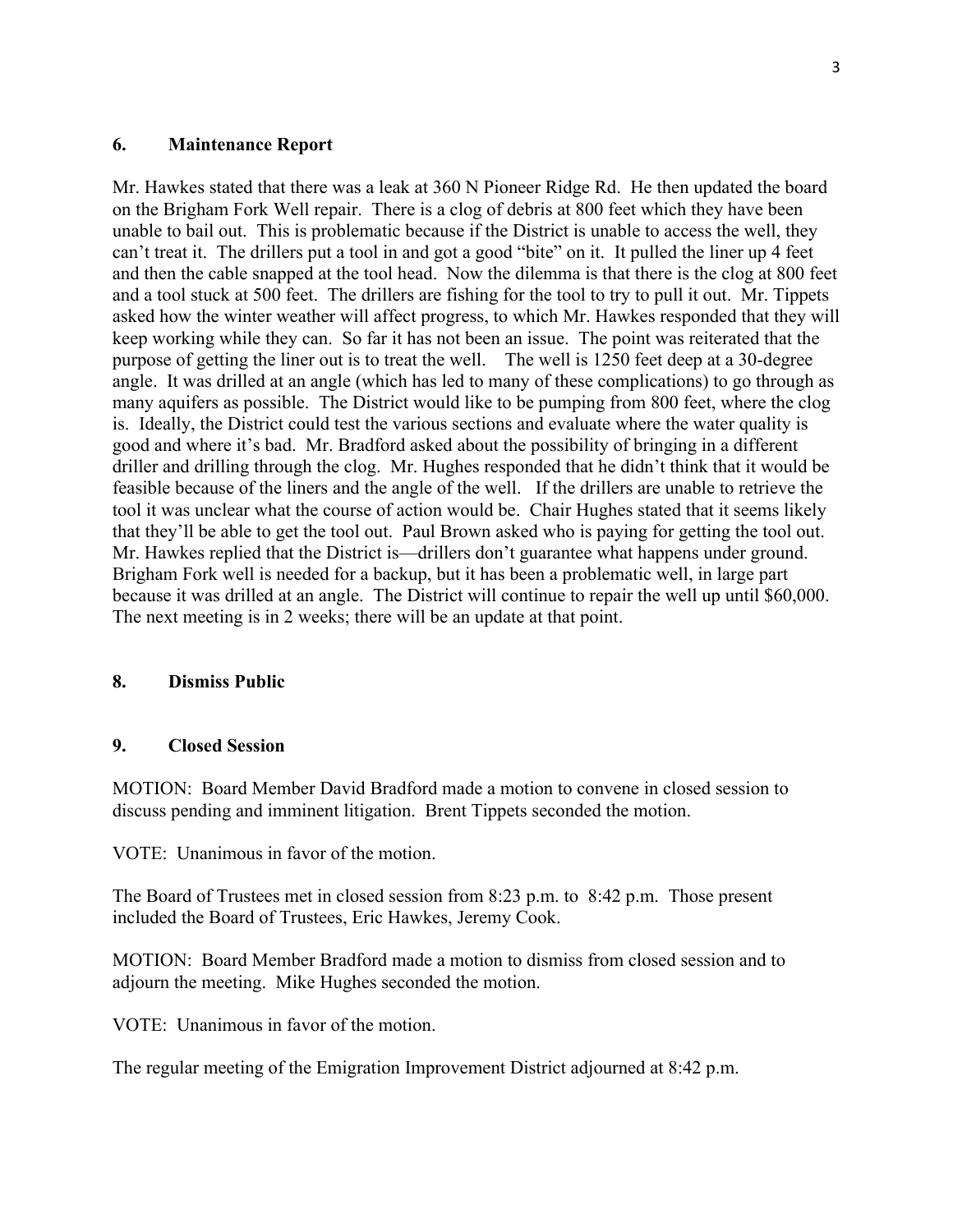### 6. Maintenance Report

Mr. Hawkes stated that there was a leak at 360 N Pioneer Ridge Rd. He then updated the board on the Brigham Fork Well repair. There is a clog of debris at 800 feet which they have been unable to bail out. This is problematic because if the District is unable to access the well, they can't treat it. The drillers put a tool in and got a good "bite" on it. It pulled the liner up 4 feet and then the cable snapped at the tool head. Now the dilemma is that there is the clog at 800 feet and a tool stuck at 500 feet. The drillers are fishing for the tool to try to pull it out. Mr. Tippets asked how the winter weather will affect progress, to which Mr. Hawkes responded that they will keep working while they can. So far it has not been an issue. The point was reiterated that the purpose of getting the liner out is to treat the well. The well is 1250 feet deep at a 30-degree angle. It was drilled at an angle (which has led to many of these complications) to go through as many aquifers as possible. The District would like to be pumping from 800 feet, where the clog is. Ideally, the District could test the various sections and evaluate where the water quality is good and where it's bad. Mr. Bradford asked about the possibility of bringing in a different driller and drilling through the clog. Mr. Hughes responded that he didn't think that it would be feasible because of the liners and the angle of the well. If the drillers are unable to retrieve the tool it was unclear what the course of action would be. Chair Hughes stated that it seems likely that they'll be able to get the tool out. Paul Brown asked who is paying for getting the tool out. Mr. Hawkes replied that the District is—drillers don't guarantee what happens under ground. Brigham Fork well is needed for a backup, but it has been a problematic well, in large part because it was drilled at an angle. The District will continue to repair the well up until $60,000. The next meeting is in 2 weeks; there will be an update at that point.

### 8. Dismiss Public

### 9. Closed Session

MOTION: Board Member David Bradford made a motion to convene in closed session to discuss pending and imminent litigation. Brent Tippets seconded the motion.

VOTE: Unanimous in favor of the motion.

The Board of Trustees met in closed session from 8:23 p.m. to 8:42 p.m. Those present included the Board of Trustees, Eric Hawkes, Jeremy Cook.

MOTION: Board Member Bradford made a motion to dismiss from closed session and to adjourn the meeting. Mike Hughes seconded the motion.

VOTE: Unanimous in favor of the motion.

The regular meeting of the Emigration Improvement District adjourned at 8:42 p.m.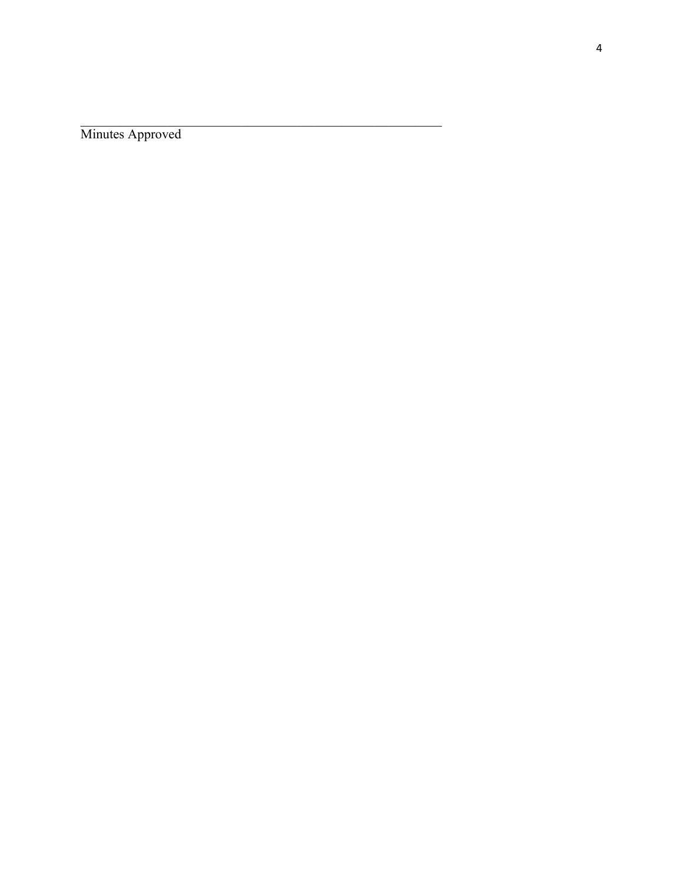\_\_\_\_\_\_\_\_\_\_\_\_\_\_\_\_\_\_\_\_\_\_\_\_\_\_\_\_\_\_\_\_\_\_\_\_\_\_\_\_\_\_\_\_\_\_\_\_\_\_\_\_

Minutes Approved